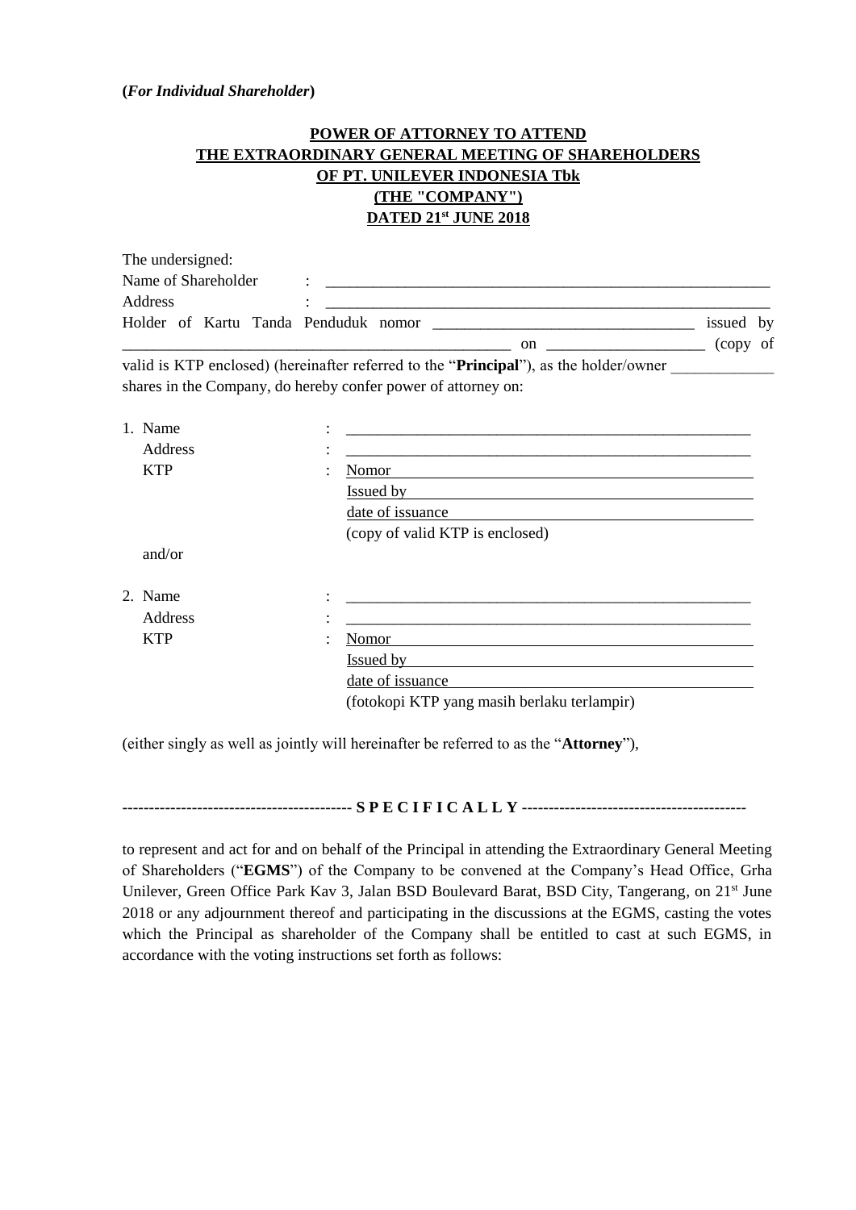**(*For Individual Shareholder*)**

**POWER OF ATTORNEY TO ATTEND**
**THE EXTRAORDINARY GENERAL MEETING OF SHAREHOLDERS**
**OF PT. UNILEVER INDONESIA Tbk**
**(THE "COMPANY")**
**DATED 21st JUNE 2018**

The undersigned:

Name of Shareholder : ____________________________________________________________

Address : ____________________________________________________________

Holder of Kartu Tanda Penduduk nomor ___________________________________ issued by ___________________________________________________ on ____________________ (copy of valid is KTP enclosed) (hereinafter referred to the "**Principal**"), as the holder/owner _____________ shares in the Company, do hereby confer power of attorney on:

1. Name : ______________________________________________________

   Address : ______________________________________________________

   KTP : Nomor

   Issued by

   date of issuance

   (copy of valid KTP is enclosed)

   and/or

2. Name : ______________________________________________________

   Address : ______________________________________________________

   KTP : Nomor

   Issued by

   date of issuance

   (fotokopi KTP yang masih berlaku terlampir)

(either singly as well as jointly will hereinafter be referred to as the "**Attorney**"),

------------------------------------------ **S P E C I F I C A L L Y** -----------------------------------------

to represent and act for and on behalf of the Principal in attending the Extraordinary General Meeting of Shareholders ("**EGMS**") of the Company to be convened at the Company's Head Office, Grha Unilever, Green Office Park Kav 3, Jalan BSD Boulevard Barat, BSD City, Tangerang, on 21st June 2018 or any adjournment thereof and participating in the discussions at the EGMS, casting the votes which the Principal as shareholder of the Company shall be entitled to cast at such EGMS, in accordance with the voting instructions set forth as follows: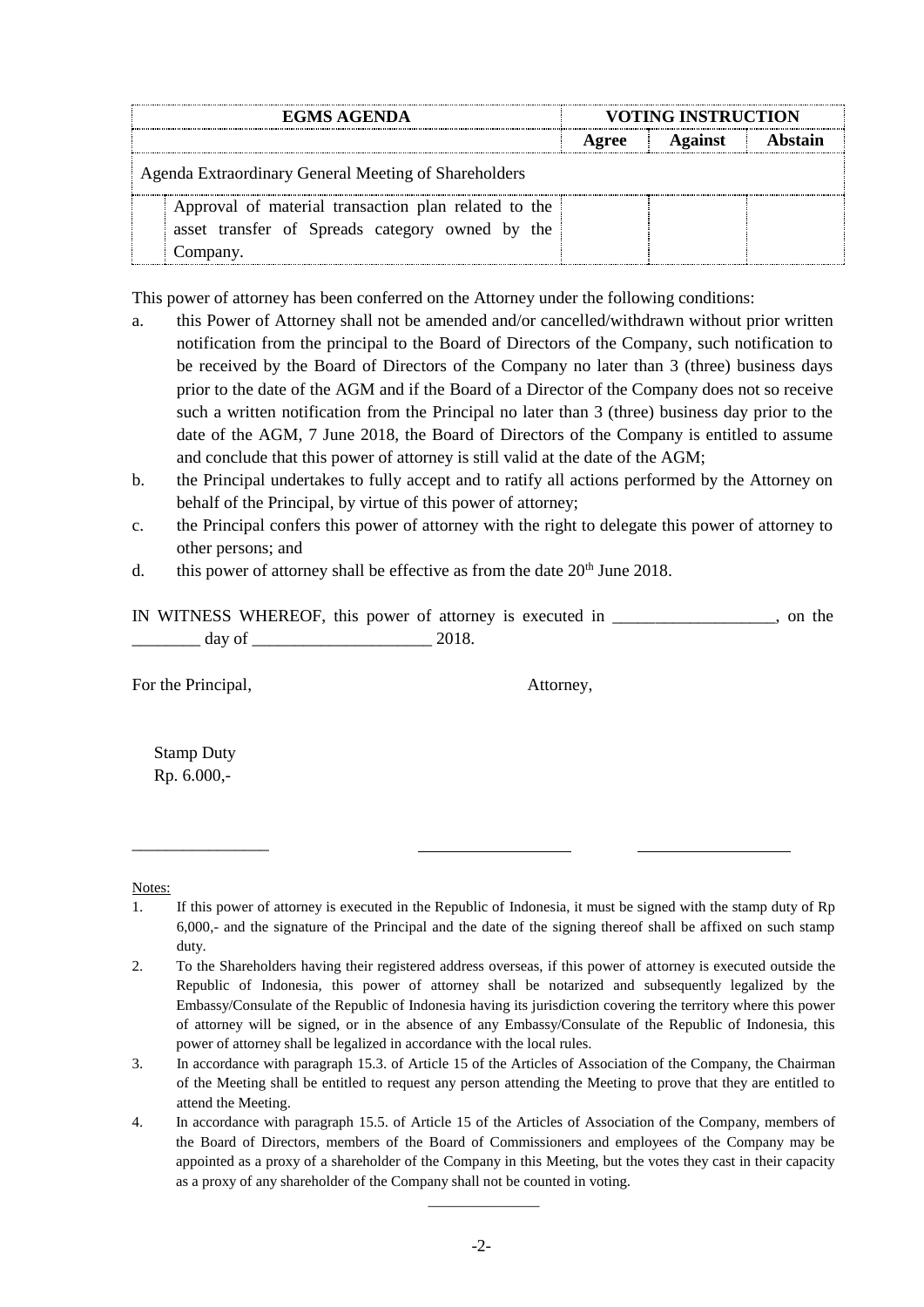| EGMS AGENDA | VOTING INSTRUCTION | | |
|---|---|---|---|
| | Agree | Against | Abstain |
| Agenda Extraordinary General Meeting of Shareholders | | | |
| Approval of material transaction plan related to the asset transfer of Spreads category owned by the Company. | | | |

This power of attorney has been conferred on the Attorney under the following conditions:

a. this Power of Attorney shall not be amended and/or cancelled/withdrawn without prior written notification from the principal to the Board of Directors of the Company, such notification to be received by the Board of Directors of the Company no later than 3 (three) business days prior to the date of the AGM and if the Board of a Director of the Company does not so receive such a written notification from the Principal no later than 3 (three) business day prior to the date of the AGM, 7 June 2018, the Board of Directors of the Company is entitled to assume and conclude that this power of attorney is still valid at the date of the AGM;

b. the Principal undertakes to fully accept and to ratify all actions performed by the Attorney on behalf of the Principal, by virtue of this power of attorney;

c. the Principal confers this power of attorney with the right to delegate this power of attorney to other persons; and

d. this power of attorney shall be effective as from the date 20th June 2018.

IN WITNESS WHEREOF, this power of attorney is executed in ___________________, on the ________ day of _____________________ 2018.

For the Principal,

Attorney,

Stamp Duty
Rp. 6.000,-

________________ __________________ __________________

Notes:

1. If this power of attorney is executed in the Republic of Indonesia, it must be signed with the stamp duty of Rp 6,000,- and the signature of the Principal and the date of the signing thereof shall be affixed on such stamp duty.
2. To the Shareholders having their registered address overseas, if this power of attorney is executed outside the Republic of Indonesia, this power of attorney shall be notarized and subsequently legalized by the Embassy/Consulate of the Republic of Indonesia having its jurisdiction covering the territory where this power of attorney will be signed, or in the absence of any Embassy/Consulate of the Republic of Indonesia, this power of attorney shall be legalized in accordance with the local rules.
3. In accordance with paragraph 15.3. of Article 15 of the Articles of Association of the Company, the Chairman of the Meeting shall be entitled to request any person attending the Meeting to prove that they are entitled to attend the Meeting.
4. In accordance with paragraph 15.5. of Article 15 of the Articles of Association of the Company, members of the Board of Directors, members of the Board of Commissioners and employees of the Company may be appointed as a proxy of a shareholder of the Company in this Meeting, but the votes they cast in their capacity as a proxy of any shareholder of the Company shall not be counted in voting.